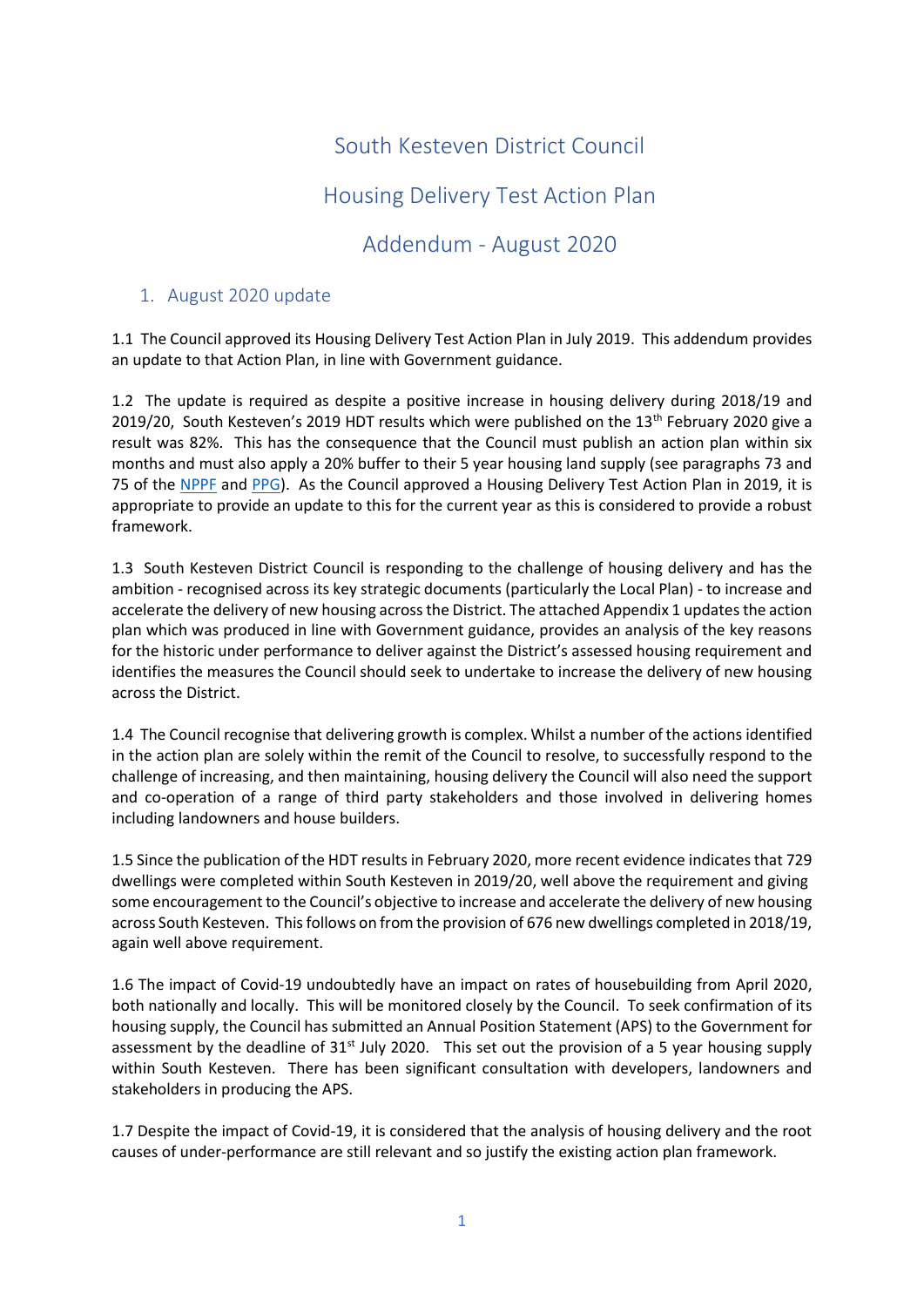# South Kesteven District Council

# Housing Delivery Test Action Plan

# Addendum - August 2020

## 1. August 2020 update

1.1 The Council approved its Housing Delivery Test Action Plan in July 2019. This addendum provides an update to that Action Plan, in line with Government guidance.

1.2 The update is required as despite a positive increase in housing delivery during 2018/19 and 2019/20, South Kesteven's 2019 HDT results which were published on the 13th February 2020 give a result was 82%. This has the consequence that the Council must publish an action plan within six months and must also apply a 20% buffer to their 5 year housing land supply (see paragraphs 73 and 75 of the NPPF and PPG). As the Council approved a Housing Delivery Test Action Plan in 2019, it is appropriate to provide an update to this for the current year as this is considered to provide a robust framework.

1.3 South Kesteven District Council is responding to the challenge of housing delivery and has the ambition - recognised across its key strategic documents (particularly the Local Plan) - to increase and accelerate the delivery of new housing across the District. The attached Appendix 1 updates the action plan which was produced in line with Government guidance, provides an analysis of the key reasons for the historic under performance to deliver against the District's assessed housing requirement and identifies the measures the Council should seek to undertake to increase the delivery of new housing across the District.

1.4 The Council recognise that delivering growth is complex. Whilst a number of the actions identified in the action plan are solely within the remit of the Council to resolve, to successfully respond to the challenge of increasing, and then maintaining, housing delivery the Council will also need the support and co-operation of a range of third party stakeholders and those involved in delivering homes including landowners and house builders.

1.5 Since the publication of the HDT results in February 2020, more recent evidence indicates that 729 dwellings were completed within South Kesteven in 2019/20, well above the requirement and giving some encouragement to the Council's objective to increase and accelerate the delivery of new housing across South Kesteven. This follows on from the provision of 676 new dwellings completed in 2018/19, again well above requirement.

1.6 The impact of Covid-19 undoubtedly have an impact on rates of housebuilding from April 2020, both nationally and locally. This will be monitored closely by the Council. To seek confirmation of its housing supply, the Council has submitted an Annual Position Statement (APS) to the Government for assessment by the deadline of 31st July 2020. This set out the provision of a 5 year housing supply within South Kesteven. There has been significant consultation with developers, landowners and stakeholders in producing the APS.

1.7 Despite the impact of Covid-19, it is considered that the analysis of housing delivery and the root causes of under-performance are still relevant and so justify the existing action plan framework.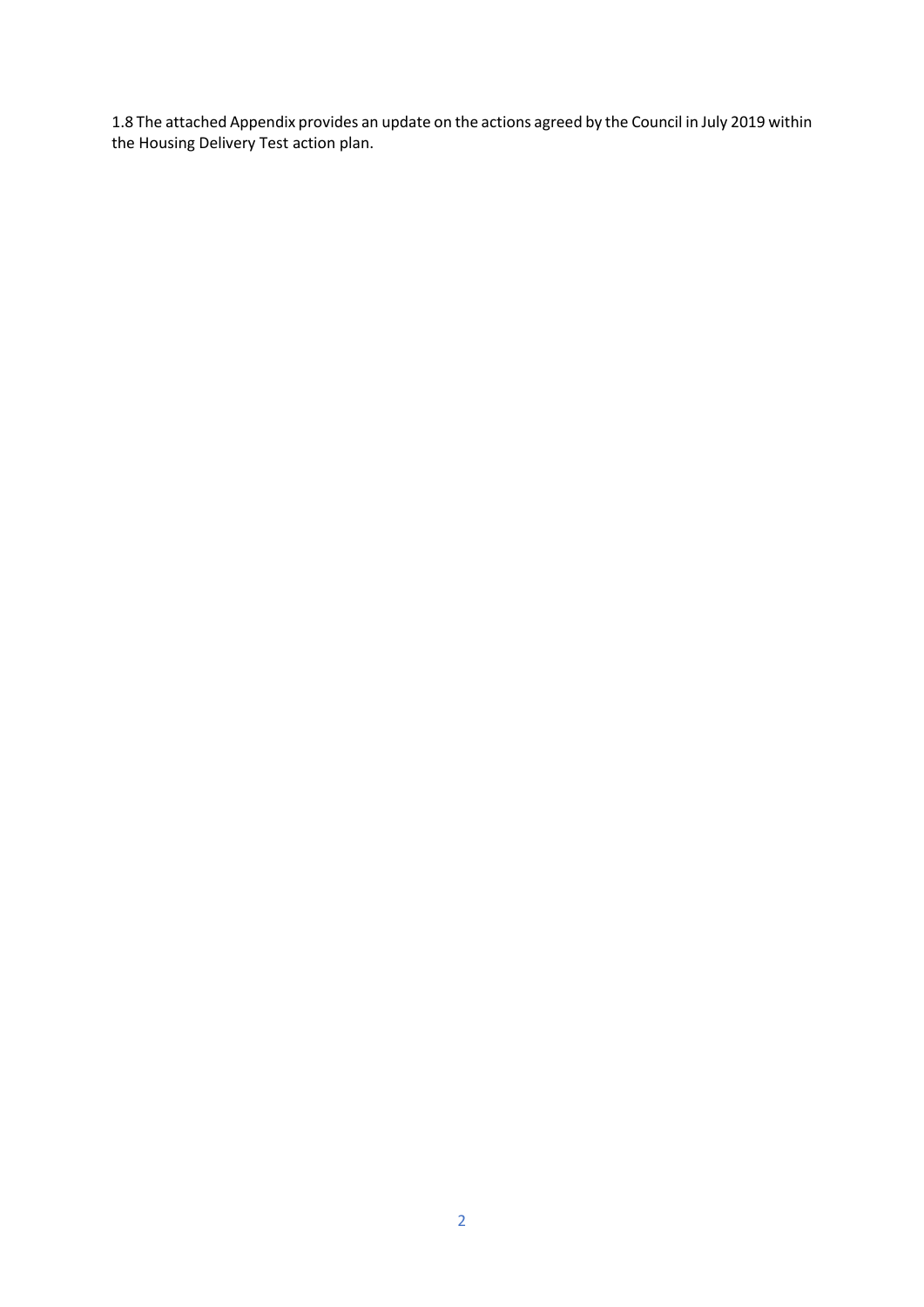1.8 The attached Appendix provides an update on the actions agreed by the Council in July 2019 within the Housing Delivery Test action plan.